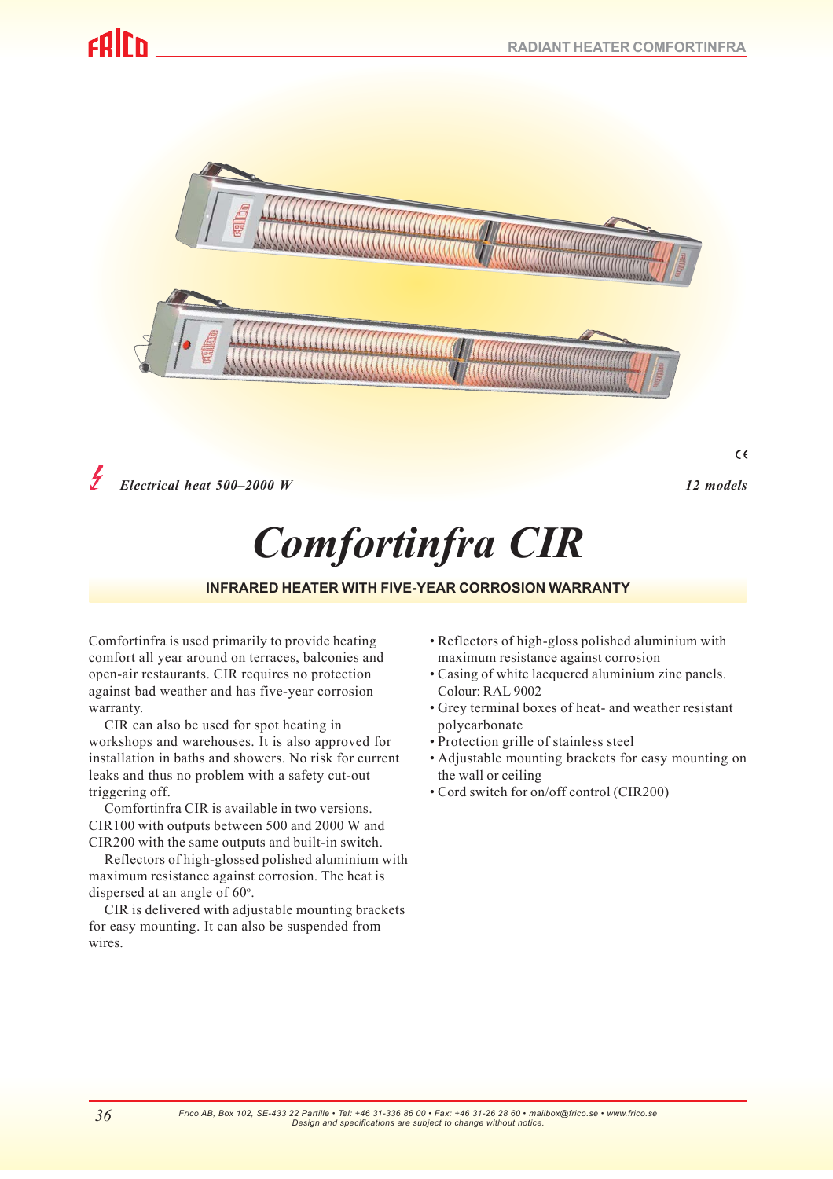*Electrical heat 500–2000 W*

*12 models*

# Comfortinfra CIR

## INFRARED HEATER WITH FIVE-YEAR CORROSION WARRANTY

Comfortinfra is used primarily to provide heating comfort all year around on terraces, balconies and open-air restaurants. CIR requires no protection against bad weather and has five-year corrosion warranty.

CIR can also be used for spot heating in workshops and warehouses. It is also approved for installation in baths and showers. No risk for current leaks and thus no problem with a safety cut-out triggering off.

Comfortinfra CIR is available in two versions. CIR100 with outputs between 500 and 2000 W and CIR200 with the same outputs and built-in switch.

Reflectors of high-glossed polished aluminium with maximum resistance against corrosion. The heat is dispersed at an angle of 60°.

CIR is delivered with adjustable mounting brackets for easy mounting. It can also be suspended from wires.

- Reflectors of high-gloss polished aluminium with maximum resistance against corrosion
- Casing of white lacquered aluminium zinc panels. Colour: RAL 9002
- Grey terminal boxes of heat- and weather resistant polycarbonate
- Protection grille of stainless steel
- Adjustable mounting brackets for easy mounting on the wall or ceiling
- Cord switch for on/off control (CIR200)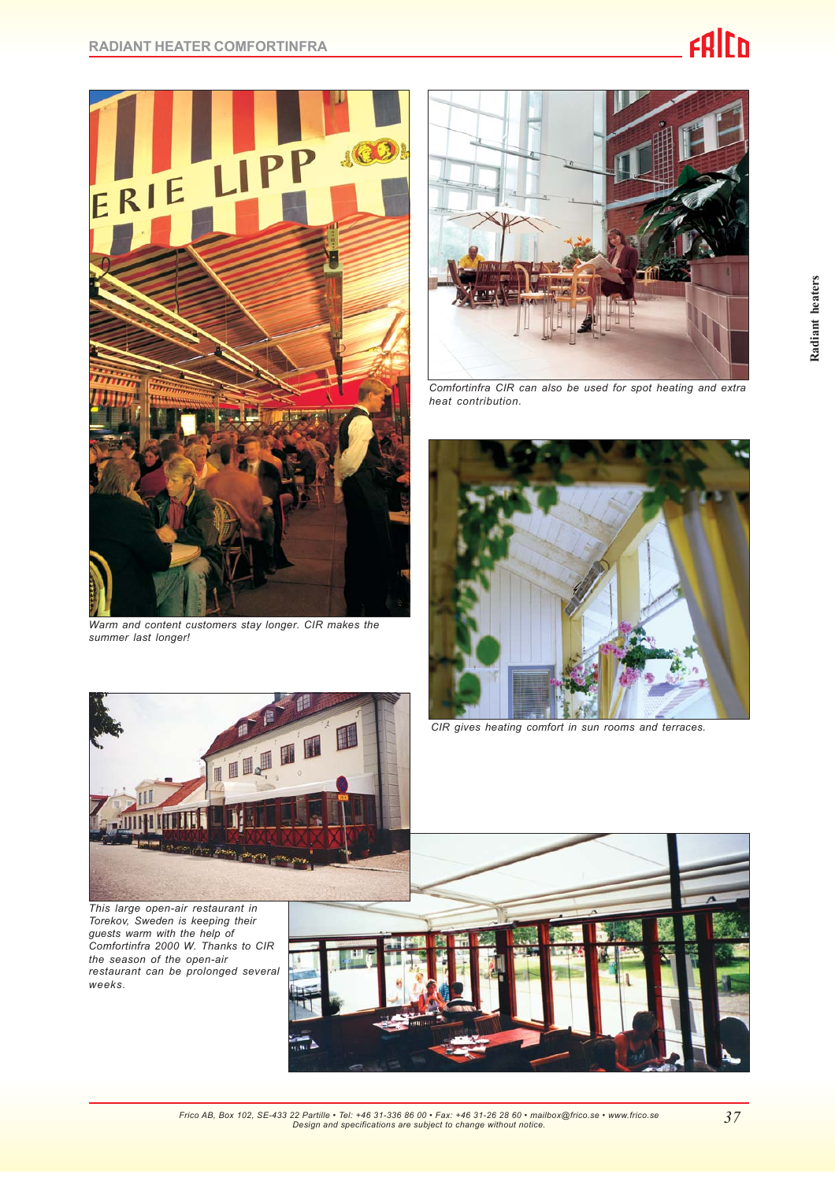Warm and content customers stay longer. CIR makes the summer last longer!

Comfortinfra CIR can also be used for spot heating and extra heat contribution.

CIR gives heating comfort in sun rooms and terraces.

This large open-air restaurant in Torekov, Sweden is keeping their guests warm with the help of Comfortinfra 2000 W. Thanks to CIR the season of the open-air restaurant can be prolonged several weeks.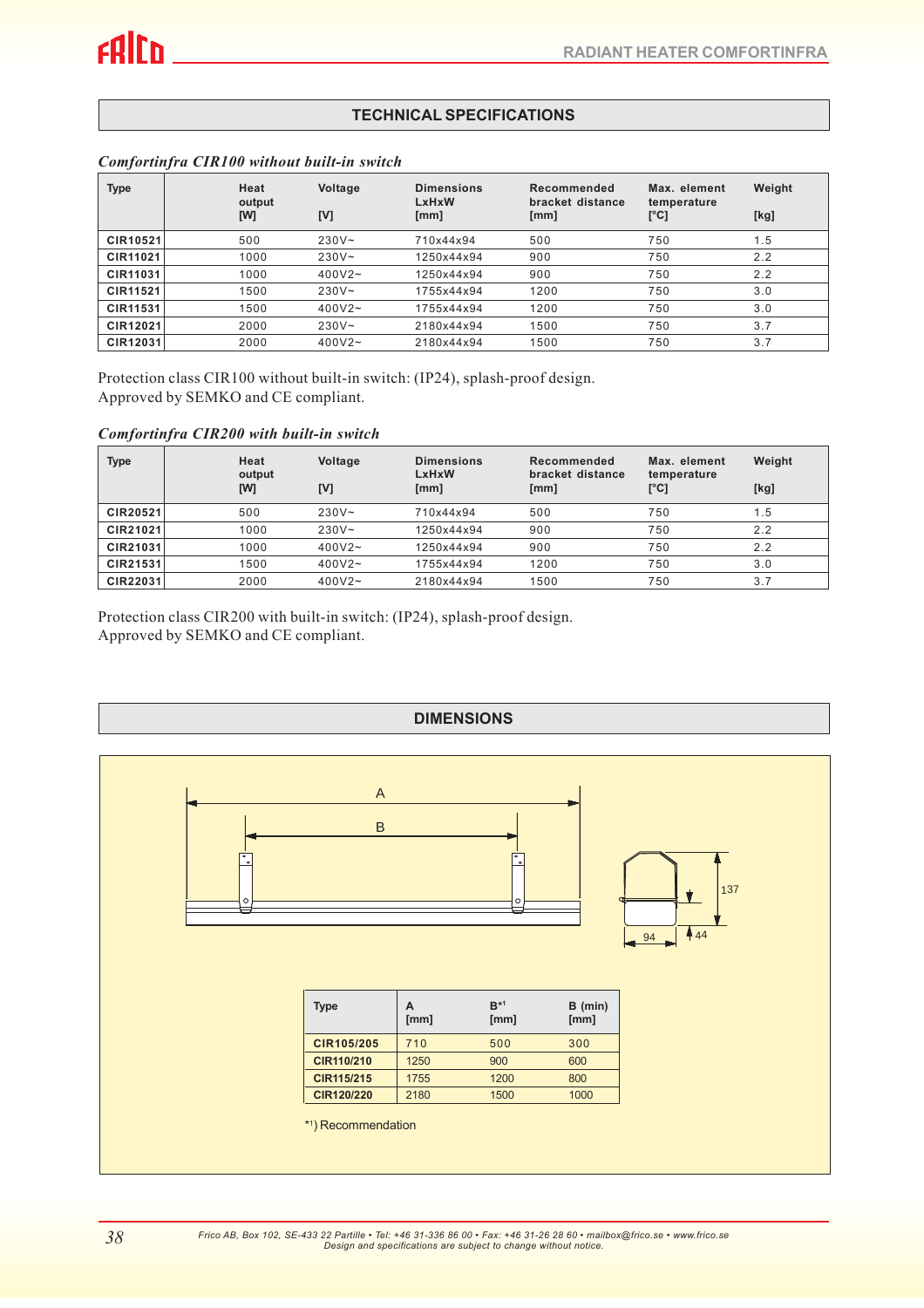## TECHNICAL SPECIFICATIONS

*Comfortinfra CIR100 without built-in switch*

| Type | Heat output [W] | Voltage [V] | Dimensions LxHxW [mm] | Recommended bracket distance [mm] | Max. element temperature [°C] | Weight [kg] |
|---|---|---|---|---|---|---|
| CIR10521 | 500 | 230V~ | 710x44x94 | 500 | 750 | 1.5 |
| CIR11021 | 1000 | 230V~ | 1250x44x94 | 900 | 750 | 2.2 |
| CIR11031 | 1000 | 400V2~ | 1250x44x94 | 900 | 750 | 2.2 |
| CIR11521 | 1500 | 230V~ | 1755x44x94 | 1200 | 750 | 3.0 |
| CIR11531 | 1500 | 400V2~ | 1755x44x94 | 1200 | 750 | 3.0 |
| CIR12021 | 2000 | 230V~ | 2180x44x94 | 1500 | 750 | 3.7 |
| CIR12031 | 2000 | 400V2~ | 2180x44x94 | 1500 | 750 | 3.7 |

Protection class CIR100 without built-in switch: (IP24), splash-proof design.
Approved by SEMKO and CE compliant.

*Comfortinfra CIR200 with built-in switch*

| Type | Heat output [W] | Voltage [V] | Dimensions LxHxW [mm] | Recommended bracket distance [mm] | Max. element temperature [°C] | Weight [kg] |
|---|---|---|---|---|---|---|
| CIR20521 | 500 | 230V~ | 710x44x94 | 500 | 750 | 1.5 |
| CIR21021 | 1000 | 230V~ | 1250x44x94 | 900 | 750 | 2.2 |
| CIR21031 | 1000 | 400V2~ | 1250x44x94 | 900 | 750 | 2.2 |
| CIR21531 | 1500 | 400V2~ | 1755x44x94 | 1200 | 750 | 3.0 |
| CIR22031 | 2000 | 400V2~ | 2180x44x94 | 1500 | 750 | 3.7 |

Protection class CIR200 with built-in switch: (IP24), splash-proof design.
Approved by SEMKO and CE compliant.

## DIMENSIONS

A

B

137

94

44

| Type | A [mm] | B*[1] [mm] | B (min) [mm] |
|---|---|---|---|
| CIR105/205 | 710 | 500 | 300 |
| CIR110/210 | 1250 | 900 | 600 |
| CIR115/215 | 1755 | 1200 | 800 |
| CIR120/220 | 2180 | 1500 | 1000 |

*1) Recommendation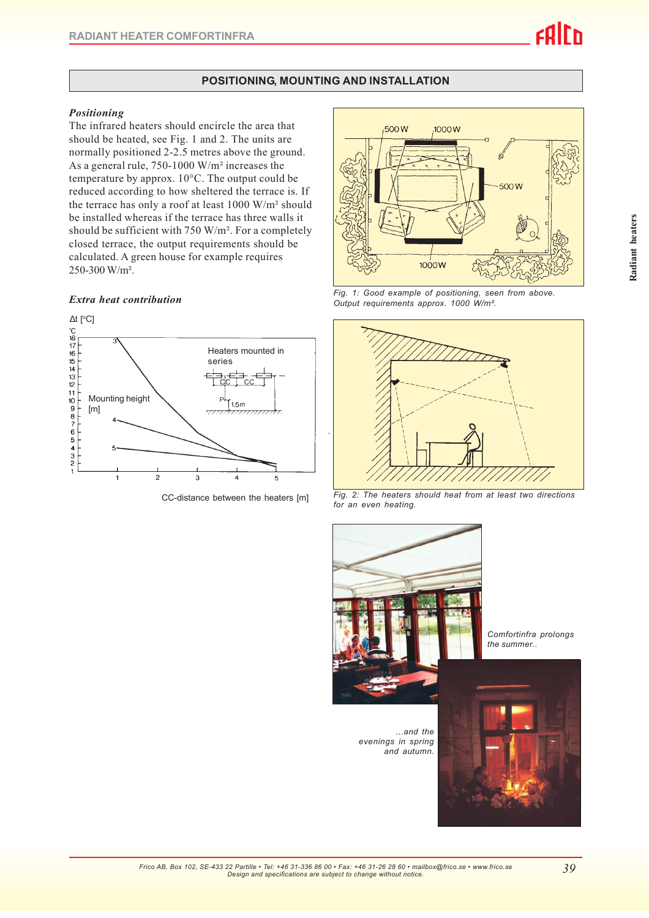## POSITIONING, MOUNTING AND INSTALLATION

### *Positioning*

The infrared heaters should encircle the area that should be heated, see Fig. 1 and 2. The units are normally positioned 2-2.5 metres above the ground. As a general rule, 750-1000 W/m² increases the temperature by approx. 10°C. The output could be reduced according to how sheltered the terrace is. If the terrace has only a roof at least 1000 W/m² should be installed whereas if the terrace has three walls it should be sufficient with 750 W/m². For a completely closed terrace, the output requirements should be calculated. A green house for example requires 250-300 W/m².

### *Extra heat contribution*

Δt [°C]

Mounting height [m]

Heaters mounted in series

CC-distance between the heaters [m]

*Fig. 1: Good example of positioning, seen from above. Output requirements approx. 1000 W/m².*

*Fig. 2: The heaters should heat from at least two directions for an even heating.*

*Comfortinfra prolongs the summer..*

*...and the evenings in spring and autumn.*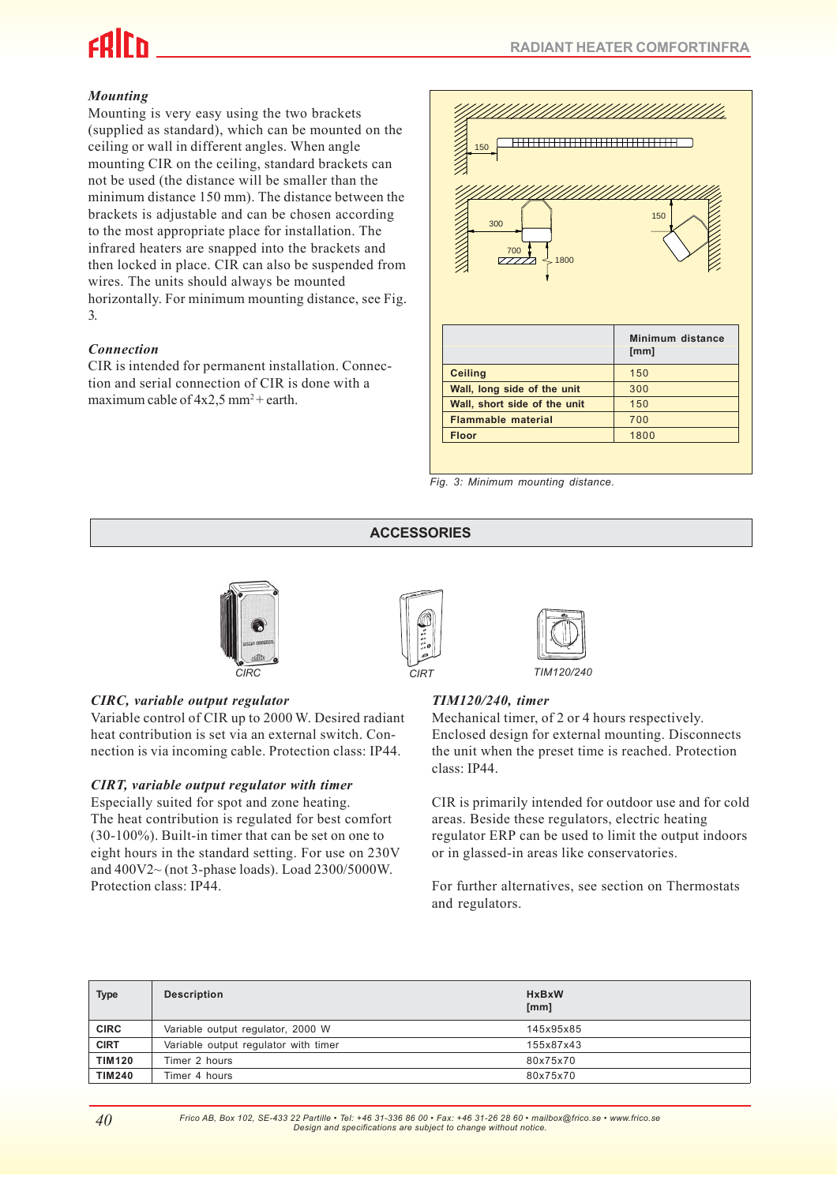### *Mounting*

Mounting is very easy using the two brackets (supplied as standard), which can be mounted on the ceiling or wall in different angles. When angle mounting CIR on the ceiling, standard brackets can not be used (the distance will be smaller than the minimum distance 150 mm). The distance between the brackets is adjustable and can be chosen according to the most appropriate place for installation. The infrared heaters are snapped into the brackets and then locked in place. CIR can also be suspended from wires. The units should always be mounted horizontally. For minimum mounting distance, see Fig. 3.

### *Connection*

CIR is intended for permanent installation. Connection and serial connection of CIR is done with a maximum cable of 4x2,5 mm² + earth.

| | Minimum distance [mm] |
|---|---|
| **Ceiling** | 150 |
| **Wall, long side of the unit** | 300 |
| **Wall, short side of the unit** | 150 |
| **Flammable material** | 700 |
| **Floor** | 1800 |

*Fig. 3: Minimum mounting distance.*

## ACCESSORIES

CIRC

CIRT

TIM120/240

### *CIRC, variable output regulator*

Variable control of CIR up to 2000 W. Desired radiant heat contribution is set via an external switch. Connection is via incoming cable. Protection class: IP44.

### *CIRT, variable output regulator with timer*

Especially suited for spot and zone heating.
The heat contribution is regulated for best comfort (30-100%). Built-in timer that can be set on one to eight hours in the standard setting. For use on 230V and 400V2~ (not 3-phase loads). Load 2300/5000W. Protection class: IP44.

### *TIM120/240, timer*

Mechanical timer, of 2 or 4 hours respectively. Enclosed design for external mounting. Disconnects the unit when the preset time is reached. Protection class: IP44.

CIR is primarily intended for outdoor use and for cold areas. Beside these regulators, electric heating regulator ERP can be used to limit the output indoors or in glassed-in areas like conservatories.

For further alternatives, see section on Thermostats and regulators.

| Type | Description | HxBxW [mm] |
|---|---|---|
| **CIRC** | Variable output regulator, 2000 W | 145x95x85 |
| **CIRT** | Variable output regulator with timer | 155x87x43 |
| **TIM120** | Timer 2 hours | 80x75x70 |
| **TIM240** | Timer 4 hours | 80x75x70 |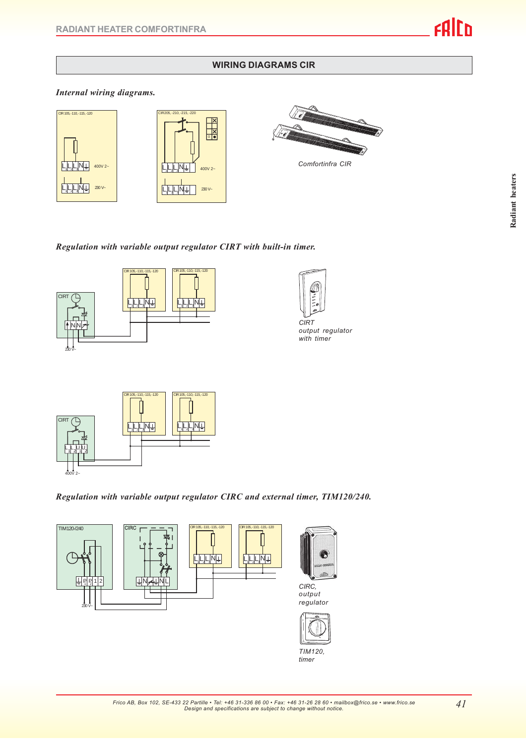## WIRING DIAGRAMS CIR

*Internal wiring diagrams.*

CIR105,-110,-115,-120

400V 2~

230 V~

CIR205, -210, -215, -220

400V 2~

230 V~

Comfortinfra CIR

*Regulation with variable output regulator CIRT with built-in timer.*

CIRT

230 V~

CIR105,-110,-115,-120

CIR105,-110,-115,-120

CIRT output regulator with timer

CIRT

400V 2~

CIR105,-110,-115,-120

CIR105,-110,-115,-120

*Regulation with variable output regulator CIRC and external timer, TIM120/240.*

TIM120/240

230 V~

CIRC

CIR105,-110,-115,-120

CIR105,-110,-115,-120

CIRC, output regulator

TIM120, timer

Frico AB, Box 102, SE-433 22 Partille • Tel: +46 31-336 86 00 • Fax: +46 31-26 28 60 • mailbox@frico.se • www.frico.se
Design and specifications are subject to change without notice.